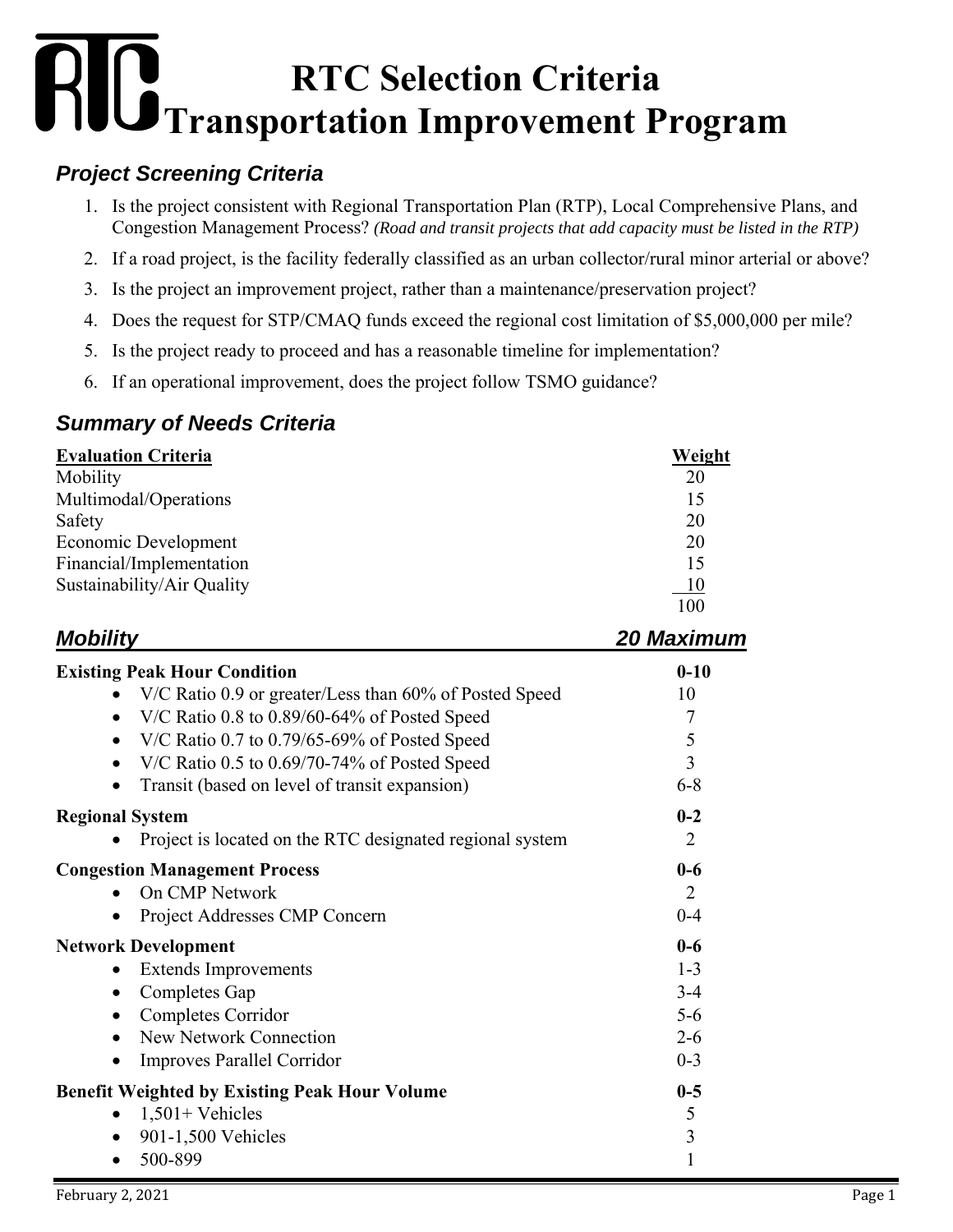# RTC Selection Criteria Transportation Improvement Program

## *Project Screening Criteria*

1. Is the project consistent with Regional Transportation Plan (RTP), Local Comprehensive Plans, and Congestion Management Process? *(Road and transit projects that add capacity must be listed in the RTP)*
2. If a road project, is the facility federally classified as an urban collector/rural minor arterial or above?
3. Is the project an improvement project, rather than a maintenance/preservation project?
4. Does the request for STP/CMAQ funds exceed the regional cost limitation of $5,000,000 per mile?
5. Is the project ready to proceed and has a reasonable timeline for implementation?
6. If an operational improvement, does the project follow TSMO guidance?

## *Summary of Needs Criteria*

| Evaluation Criteria | Weight |
|---|---|
| Mobility | 20 |
| Multimodal/Operations | 15 |
| Safety | 20 |
| Economic Development | 20 |
| Financial/Implementation | 15 |
| Sustainability/Air Quality | 10 |
| | 100 |

## *Mobility* — *20 Maximum*

| Criteria | Points |
|---|---|
| **Existing Peak Hour Condition** | **0-10** |
| • V/C Ratio 0.9 or greater/Less than 60% of Posted Speed | 10 |
| • V/C Ratio 0.8 to 0.89/60-64% of Posted Speed | 7 |
| • V/C Ratio 0.7 to 0.79/65-69% of Posted Speed | 5 |
| • V/C Ratio 0.5 to 0.69/70-74% of Posted Speed | 3 |
| • Transit (based on level of transit expansion) | 6-8 |
| **Regional System** | **0-2** |
| • Project is located on the RTC designated regional system | 2 |
| **Congestion Management Process** | **0-6** |
| • On CMP Network | 2 |
| • Project Addresses CMP Concern | 0-4 |
| **Network Development** | **0-6** |
| • Extends Improvements | 1-3 |
| • Completes Gap | 3-4 |
| • Completes Corridor | 5-6 |
| • New Network Connection | 2-6 |
| • Improves Parallel Corridor | 0-3 |
| **Benefit Weighted by Existing Peak Hour Volume** | **0-5** |
| • 1,501+ Vehicles | 5 |
| • 901-1,500 Vehicles | 3 |
| • 500-899 | 1 |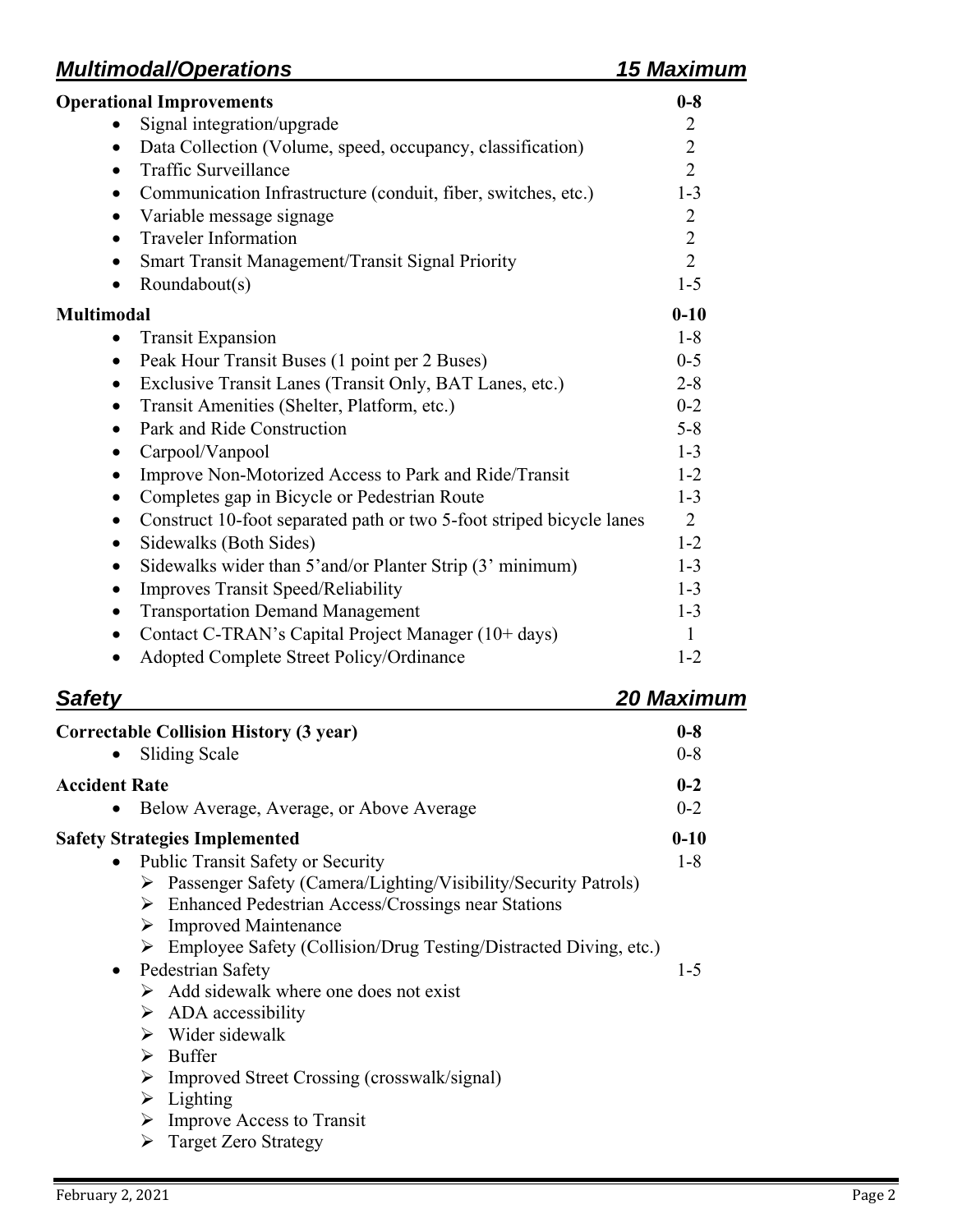## *Multimodal/Operations* — *15 Maximum*

| | |
|---|---|
| **Operational Improvements** | **0-8** |
| • Signal integration/upgrade | 2 |
| • Data Collection (Volume, speed, occupancy, classification) | 2 |
| • Traffic Surveillance | 2 |
| • Communication Infrastructure (conduit, fiber, switches, etc.) | 1-3 |
| • Variable message signage | 2 |
| • Traveler Information | 2 |
| • Smart Transit Management/Transit Signal Priority | 2 |
| • Roundabout(s) | 1-5 |
| **Multimodal** | **0-10** |
| • Transit Expansion | 1-8 |
| • Peak Hour Transit Buses (1 point per 2 Buses) | 0-5 |
| • Exclusive Transit Lanes (Transit Only, BAT Lanes, etc.) | 2-8 |
| • Transit Amenities (Shelter, Platform, etc.) | 0-2 |
| • Park and Ride Construction | 5-8 |
| • Carpool/Vanpool | 1-3 |
| • Improve Non-Motorized Access to Park and Ride/Transit | 1-2 |
| • Completes gap in Bicycle or Pedestrian Route | 1-3 |
| • Construct 10-foot separated path or two 5-foot striped bicycle lanes | 2 |
| • Sidewalks (Both Sides) | 1-2 |
| • Sidewalks wider than 5'and/or Planter Strip (3' minimum) | 1-3 |
| • Improves Transit Speed/Reliability | 1-3 |
| • Transportation Demand Management | 1-3 |
| • Contact C-TRAN's Capital Project Manager (10+ days) | 1 |
| • Adopted Complete Street Policy/Ordinance | 1-2 |

## *Safety* — *20 Maximum*

| | |
|---|---|
| **Correctable Collision History (3 year)** | **0-8** |
| • Sliding Scale | 0-8 |
| **Accident Rate** | **0-2** |
| • Below Average, Average, or Above Average | 0-2 |
| **Safety Strategies Implemented** | **0-10** |
| • Public Transit Safety or Security | 1-8 |
| ➢ Passenger Safety (Camera/Lighting/Visibility/Security Patrols) | |
| ➢ Enhanced Pedestrian Access/Crossings near Stations | |
| ➢ Improved Maintenance | |
| ➢ Employee Safety (Collision/Drug Testing/Distracted Diving, etc.) | |
| • Pedestrian Safety | 1-5 |
| ➢ Add sidewalk where one does not exist | |
| ➢ ADA accessibility | |
| ➢ Wider sidewalk | |
| ➢ Buffer | |
| ➢ Improved Street Crossing (crosswalk/signal) | |
| ➢ Lighting | |
| ➢ Improve Access to Transit | |
| ➢ Target Zero Strategy | |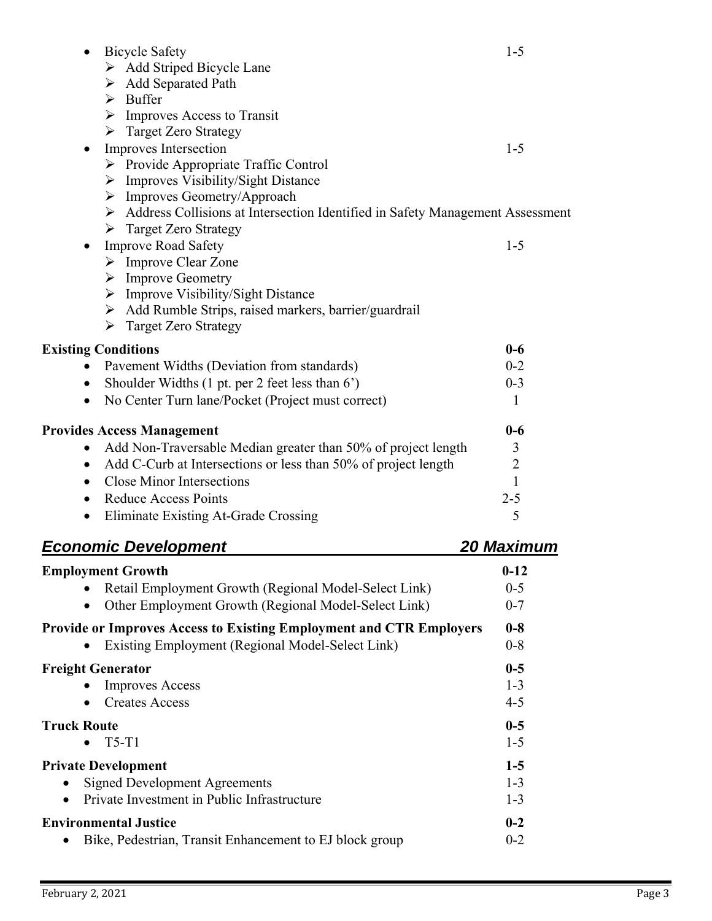- Bicycle Safety — 1-5
  - Add Striped Bicycle Lane
  - Add Separated Path
  - Buffer
  - Improves Access to Transit
  - Target Zero Strategy
- Improves Intersection — 1-5
  - Provide Appropriate Traffic Control
  - Improves Visibility/Sight Distance
  - Improves Geometry/Approach
  - Address Collisions at Intersection Identified in Safety Management Assessment
  - Target Zero Strategy
- Improve Road Safety — 1-5
  - Improve Clear Zone
  - Improve Geometry
  - Improve Visibility/Sight Distance
  - Add Rumble Strips, raised markers, barrier/guardrail
  - Target Zero Strategy

| **Existing Conditions** | **0-6** |
|---|---|
| • Pavement Widths (Deviation from standards) | 0-2 |
| • Shoulder Widths (1 pt. per 2 feet less than 6') | 0-3 |
| • No Center Turn lane/Pocket (Project must correct) | 1 |

| **Provides Access Management** | **0-6** |
|---|---|
| • Add Non-Traversable Median greater than 50% of project length | 3 |
| • Add C-Curb at Intersections or less than 50% of project length | 2 |
| • Close Minor Intersections | 1 |
| • Reduce Access Points | 2-5 |
| • Eliminate Existing At-Grade Crossing | 5 |

## ***Economic Development*** — ***20 Maximum***

| **Employment Growth** | **0-12** |
|---|---|
| • Retail Employment Growth (Regional Model-Select Link) | 0-5 |
| • Other Employment Growth (Regional Model-Select Link) | 0-7 |
| **Provide or Improves Access to Existing Employment and CTR Employers** | **0-8** |
| • Existing Employment (Regional Model-Select Link) | 0-8 |
| **Freight Generator** | **0-5** |
| • Improves Access | 1-3 |
| • Creates Access | 4-5 |
| **Truck Route** | **0-5** |
| • T5-T1 | 1-5 |
| **Private Development** | **1-5** |
| • Signed Development Agreements | 1-3 |
| • Private Investment in Public Infrastructure | 1-3 |
| **Environmental Justice** | **0-2** |
| • Bike, Pedestrian, Transit Enhancement to EJ block group | 0-2 |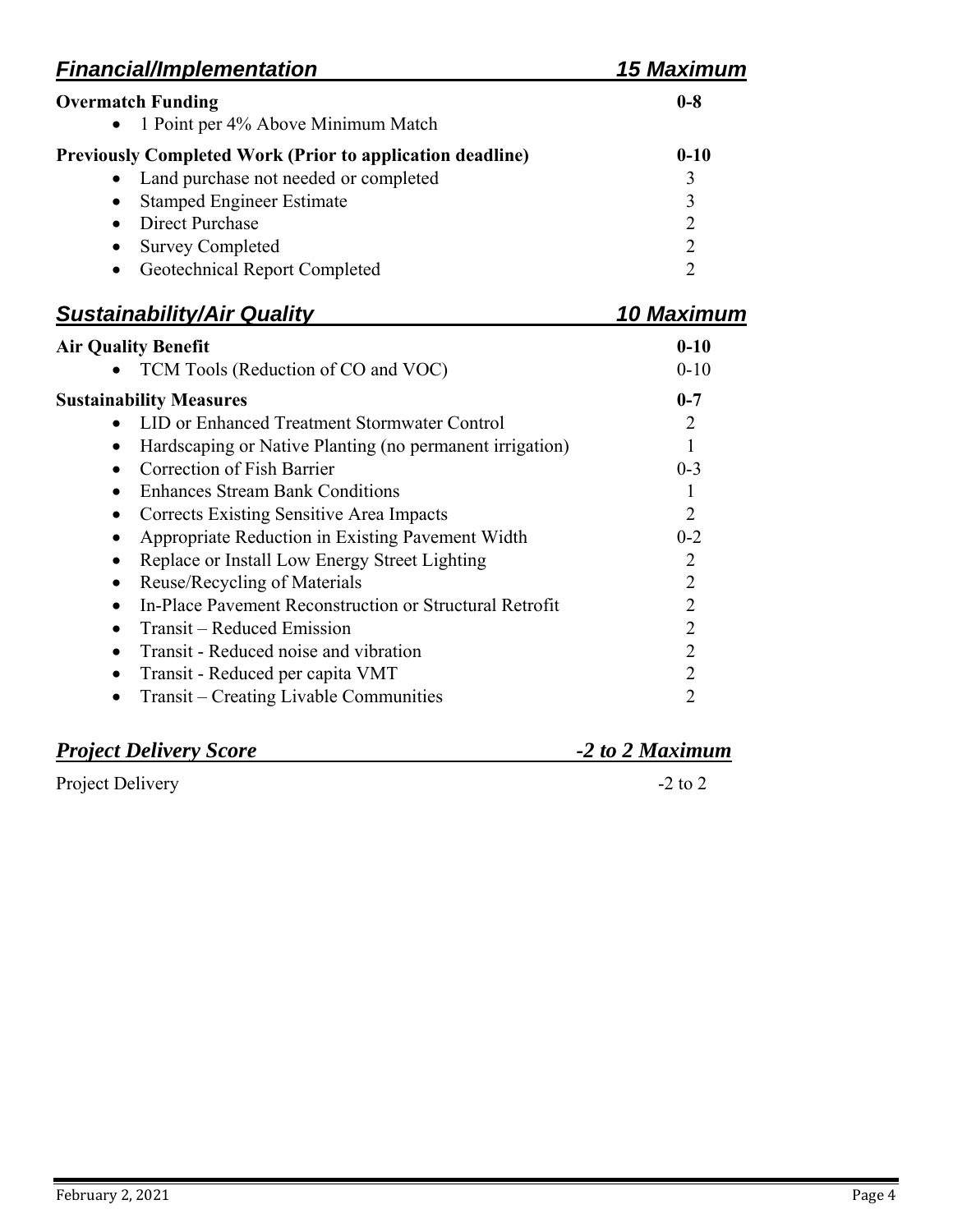## *Financial/Implementation* — *15 Maximum*

**Overmatch Funding** — **0-8**

- 1 Point per 4% Above Minimum Match

**Previously Completed Work (Prior to application deadline)** — **0-10**

| | |
|---|---|
| Land purchase not needed or completed | 3 |
| Stamped Engineer Estimate | 3 |
| Direct Purchase | 2 |
| Survey Completed | 2 |
| Geotechnical Report Completed | 2 |

## *Sustainability/Air Quality* — *10 Maximum*

**Air Quality Benefit** — **0-10**

| | |
|---|---|
| TCM Tools (Reduction of CO and VOC) | 0-10 |

**Sustainability Measures** — **0-7**

| | |
|---|---|
| LID or Enhanced Treatment Stormwater Control | 2 |
| Hardscaping or Native Planting (no permanent irrigation) | 1 |
| Correction of Fish Barrier | 0-3 |
| Enhances Stream Bank Conditions | 1 |
| Corrects Existing Sensitive Area Impacts | 2 |
| Appropriate Reduction in Existing Pavement Width | 0-2 |
| Replace or Install Low Energy Street Lighting | 2 |
| Reuse/Recycling of Materials | 2 |
| In-Place Pavement Reconstruction or Structural Retrofit | 2 |
| Transit – Reduced Emission | 2 |
| Transit - Reduced noise and vibration | 2 |
| Transit - Reduced per capita VMT | 2 |
| Transit – Creating Livable Communities | 2 |

## ***Project Delivery Score*** — ***-2 to 2 Maximum***

| | |
|---|---|
| Project Delivery | -2 to 2 |